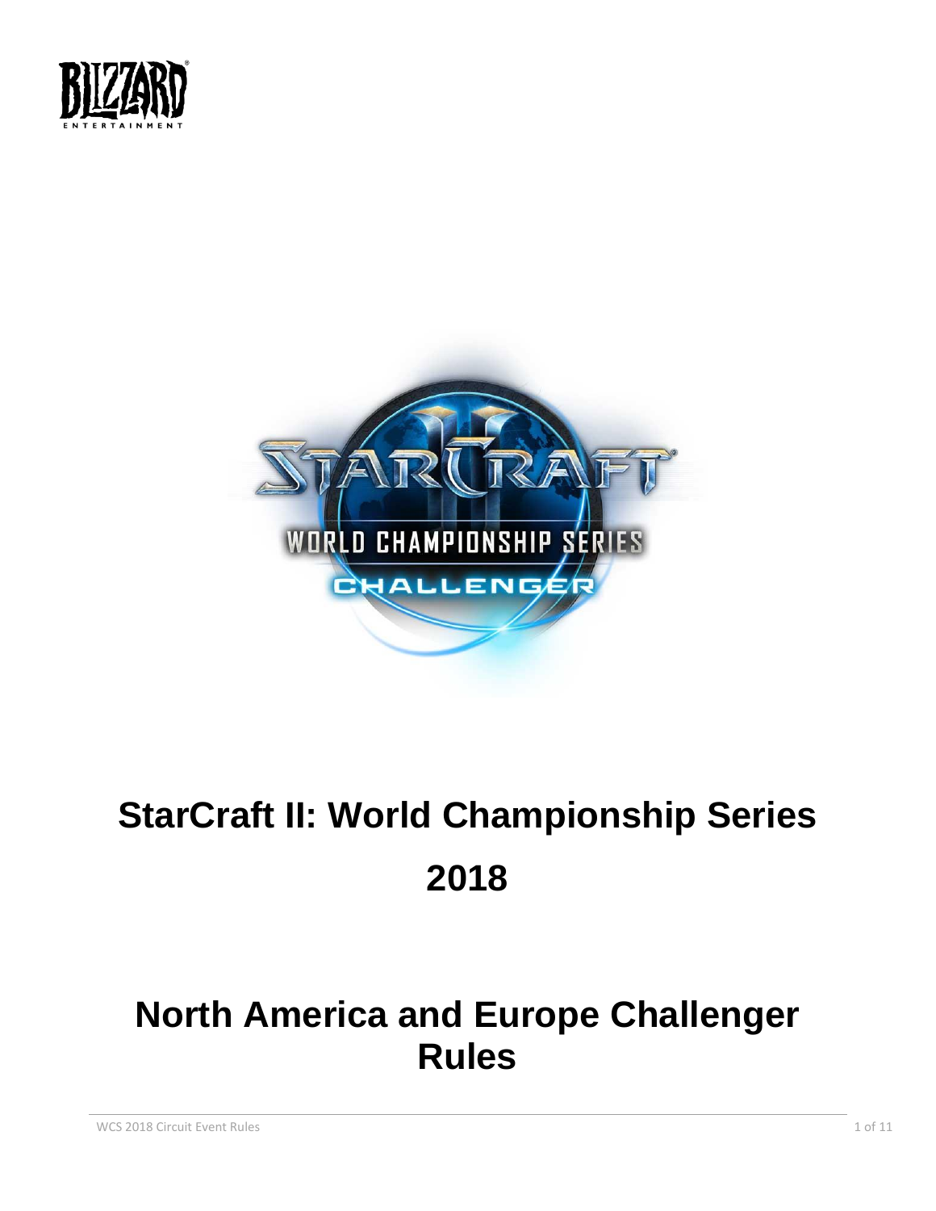# StarCraft II: World Championship Series

# 2018

# North America and Europe Challenger Rules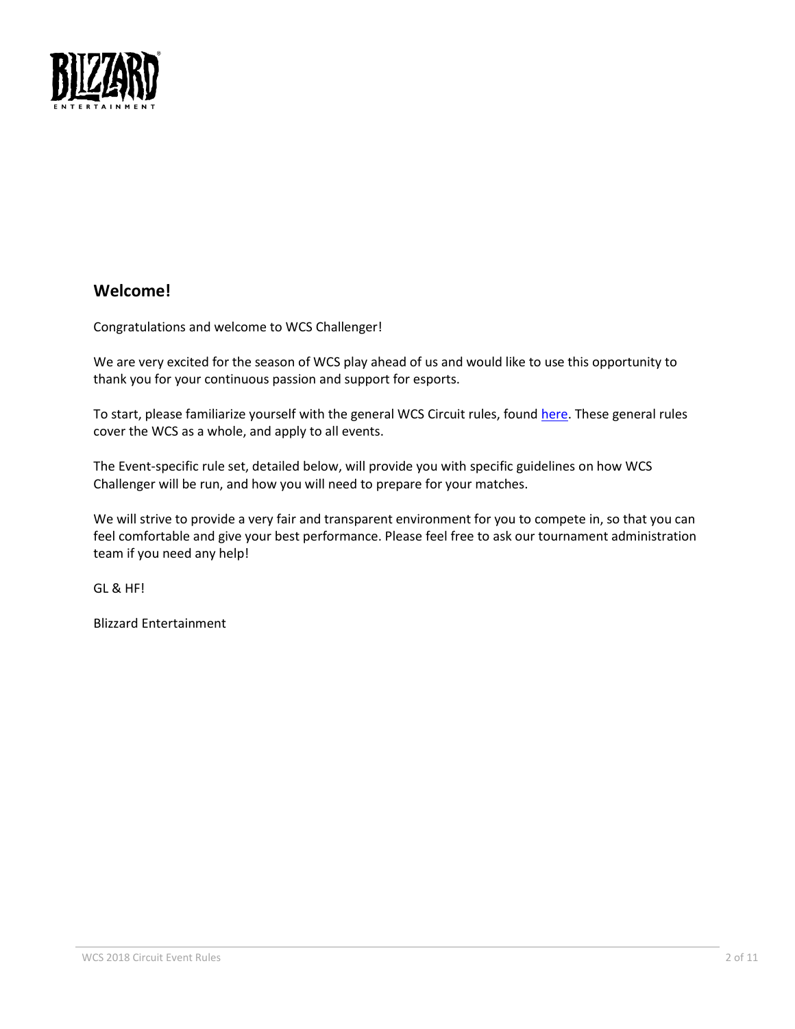## Welcome!

Congratulations and welcome to WCS Challenger!

We are very excited for the season of WCS play ahead of us and would like to use this opportunity to thank you for your continuous passion and support for esports.

To start, please familiarize yourself with the general WCS Circuit rules, found here. These general rules cover the WCS as a whole, and apply to all events.

The Event-specific rule set, detailed below, will provide you with specific guidelines on how WCS Challenger will be run, and how you will need to prepare for your matches.

We will strive to provide a very fair and transparent environment for you to compete in, so that you can feel comfortable and give your best performance. Please feel free to ask our tournament administration team if you need any help!

GL & HF!

Blizzard Entertainment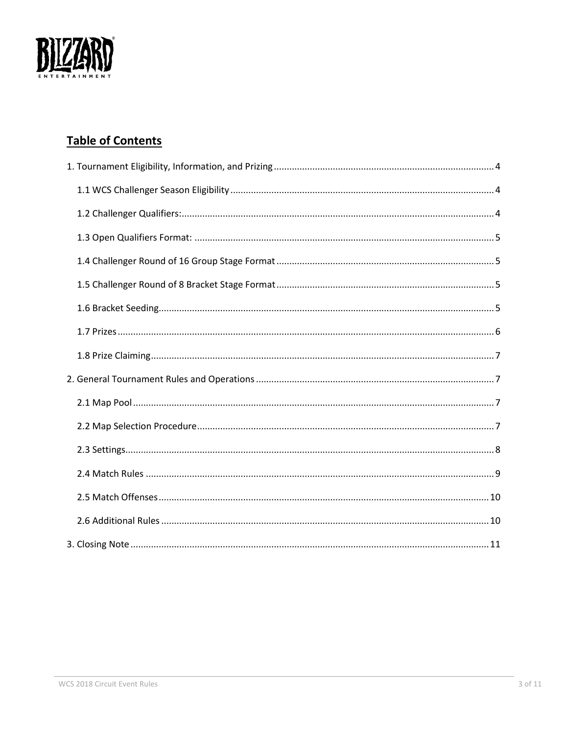## Table of Contents

1. Tournament Eligibility, Information, and Prizing ..... 4
   - 1.1 WCS Challenger Season Eligibility ..... 4
   - 1.2 Challenger Qualifiers: ..... 4
   - 1.3 Open Qualifiers Format: ..... 5
   - 1.4 Challenger Round of 16 Group Stage Format ..... 5
   - 1.5 Challenger Round of 8 Bracket Stage Format ..... 5
   - 1.6 Bracket Seeding ..... 5
   - 1.7 Prizes ..... 6
   - 1.8 Prize Claiming ..... 7
2. General Tournament Rules and Operations ..... 7
   - 2.1 Map Pool ..... 7
   - 2.2 Map Selection Procedure ..... 7
   - 2.3 Settings ..... 8
   - 2.4 Match Rules ..... 9
   - 2.5 Match Offenses ..... 10
   - 2.6 Additional Rules ..... 10
3. Closing Note ..... 11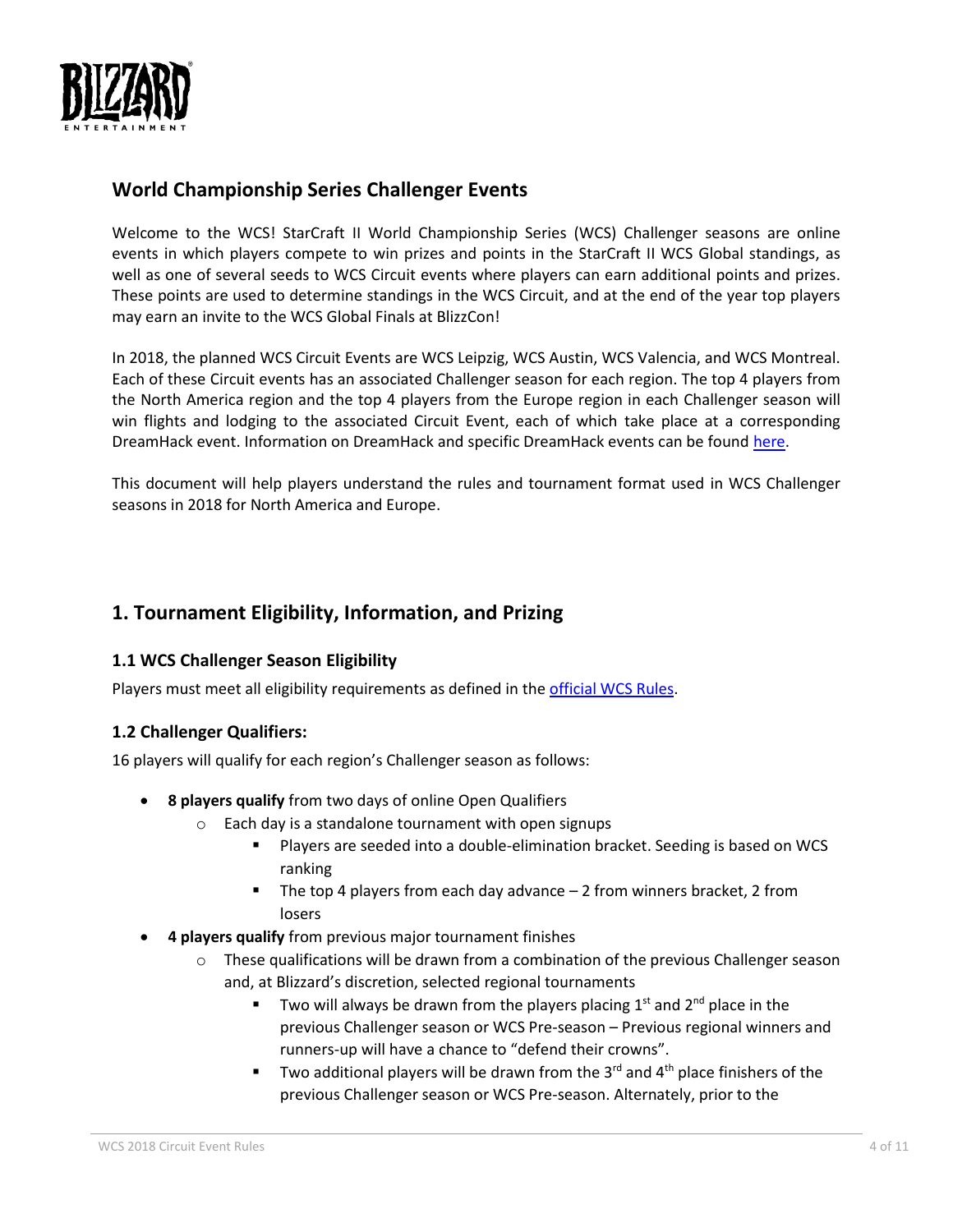## World Championship Series Challenger Events

Welcome to the WCS! StarCraft II World Championship Series (WCS) Challenger seasons are online events in which players compete to win prizes and points in the StarCraft II WCS Global standings, as well as one of several seeds to WCS Circuit events where players can earn additional points and prizes. These points are used to determine standings in the WCS Circuit, and at the end of the year top players may earn an invite to the WCS Global Finals at BlizzCon!

In 2018, the planned WCS Circuit Events are WCS Leipzig, WCS Austin, WCS Valencia, and WCS Montreal. Each of these Circuit events has an associated Challenger season for each region. The top 4 players from the North America region and the top 4 players from the Europe region in each Challenger season will win flights and lodging to the associated Circuit Event, each of which take place at a corresponding DreamHack event. Information on DreamHack and specific DreamHack events can be found here.

This document will help players understand the rules and tournament format used in WCS Challenger seasons in 2018 for North America and Europe.

## 1. Tournament Eligibility, Information, and Prizing

### 1.1 WCS Challenger Season Eligibility

Players must meet all eligibility requirements as defined in the official WCS Rules.

### 1.2 Challenger Qualifiers:

16 players will qualify for each region's Challenger season as follows:

- **8 players qualify** from two days of online Open Qualifiers
    - Each day is a standalone tournament with open signups
        - Players are seeded into a double-elimination bracket. Seeding is based on WCS ranking
        - The top 4 players from each day advance – 2 from winners bracket, 2 from losers
- **4 players qualify** from previous major tournament finishes
    - These qualifications will be drawn from a combination of the previous Challenger season and, at Blizzard's discretion, selected regional tournaments
        - Two will always be drawn from the players placing 1st and 2nd place in the previous Challenger season or WCS Pre-season – Previous regional winners and runners-up will have a chance to "defend their crowns".
        - Two additional players will be drawn from the 3rd and 4th place finishers of the previous Challenger season or WCS Pre-season. Alternately, prior to the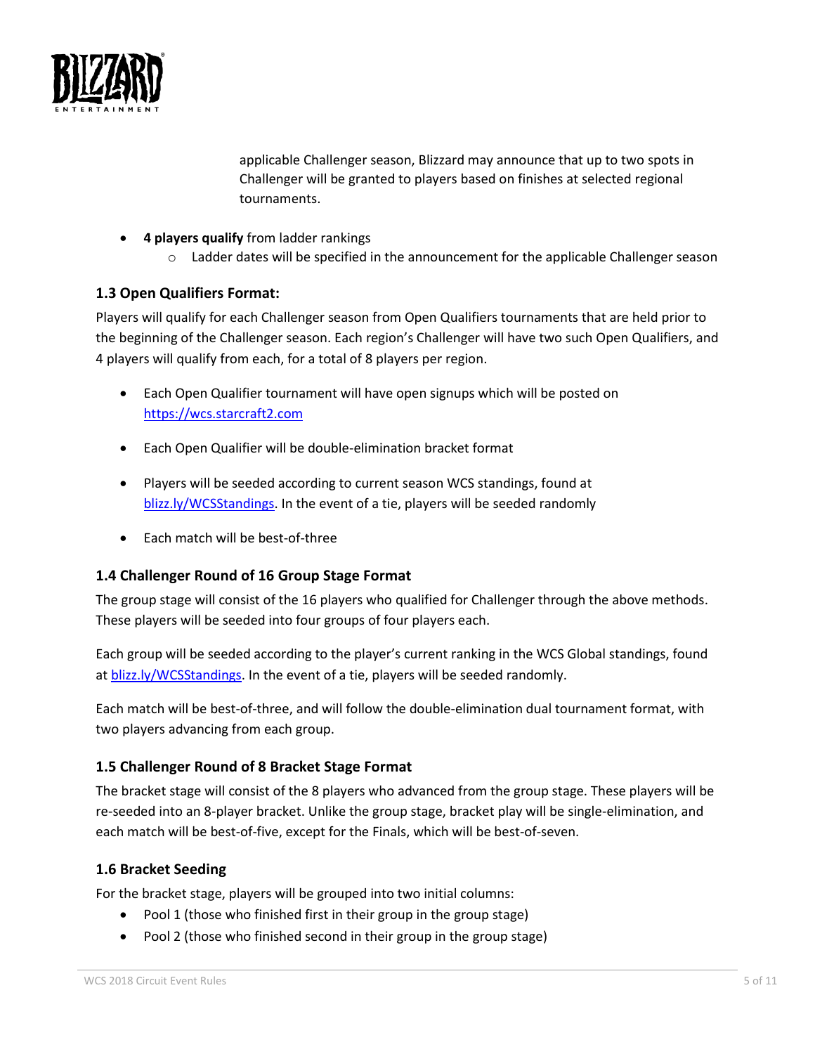applicable Challenger season, Blizzard may announce that up to two spots in Challenger will be granted to players based on finishes at selected regional tournaments.

- **4 players qualify** from ladder rankings
  - Ladder dates will be specified in the announcement for the applicable Challenger season

### 1.3 Open Qualifiers Format:

Players will qualify for each Challenger season from Open Qualifiers tournaments that are held prior to the beginning of the Challenger season. Each region's Challenger will have two such Open Qualifiers, and 4 players will qualify from each, for a total of 8 players per region.

- Each Open Qualifier tournament will have open signups which will be posted on [https://wcs.starcraft2.com](https://wcs.starcraft2.com)
- Each Open Qualifier will be double-elimination bracket format
- Players will be seeded according to current season WCS standings, found at [blizz.ly/WCSStandings](blizz.ly/WCSStandings). In the event of a tie, players will be seeded randomly
- Each match will be best-of-three

### 1.4 Challenger Round of 16 Group Stage Format

The group stage will consist of the 16 players who qualified for Challenger through the above methods. These players will be seeded into four groups of four players each.

Each group will be seeded according to the player's current ranking in the WCS Global standings, found at [blizz.ly/WCSStandings](blizz.ly/WCSStandings). In the event of a tie, players will be seeded randomly.

Each match will be best-of-three, and will follow the double-elimination dual tournament format, with two players advancing from each group.

### 1.5 Challenger Round of 8 Bracket Stage Format

The bracket stage will consist of the 8 players who advanced from the group stage. These players will be re-seeded into an 8-player bracket. Unlike the group stage, bracket play will be single-elimination, and each match will be best-of-five, except for the Finals, which will be best-of-seven.

### 1.6 Bracket Seeding

For the bracket stage, players will be grouped into two initial columns:

- Pool 1 (those who finished first in their group in the group stage)
- Pool 2 (those who finished second in their group in the group stage)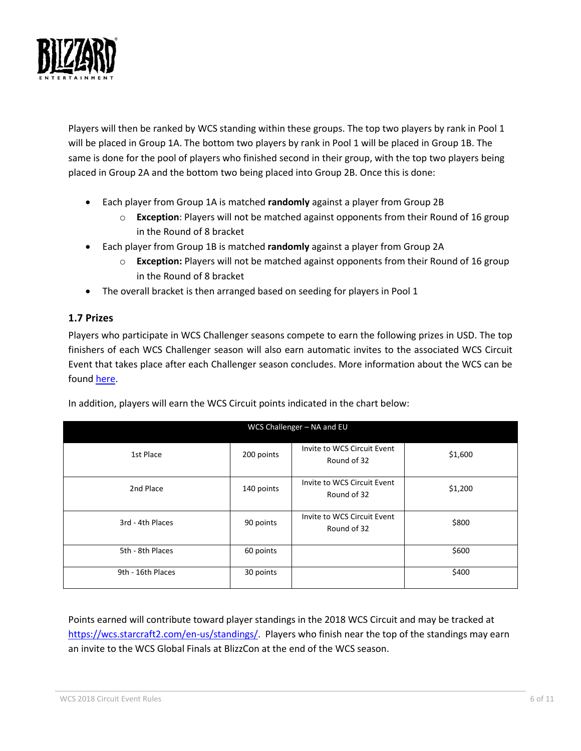Players will then be ranked by WCS standing within these groups. The top two players by rank in Pool 1 will be placed in Group 1A. The bottom two players by rank in Pool 1 will be placed in Group 1B. The same is done for the pool of players who finished second in their group, with the top two players being placed in Group 2A and the bottom two being placed into Group 2B. Once this is done:

- Each player from Group 1A is matched **randomly** against a player from Group 2B
  - **Exception**: Players will not be matched against opponents from their Round of 16 group in the Round of 8 bracket
- Each player from Group 1B is matched **randomly** against a player from Group 2A
  - **Exception:** Players will not be matched against opponents from their Round of 16 group in the Round of 8 bracket
- The overall bracket is then arranged based on seeding for players in Pool 1

### 1.7 Prizes

Players who participate in WCS Challenger seasons compete to earn the following prizes in USD. The top finishers of each WCS Challenger season will also earn automatic invites to the associated WCS Circuit Event that takes place after each Challenger season concludes. More information about the WCS can be found here.

In addition, players will earn the WCS Circuit points indicated in the chart below:

| WCS Challenger – NA and EU | | | |
|---|---|---|---|
| 1st Place | 200 points | Invite to WCS Circuit Event Round of 32 | $1,600 |
| 2nd Place | 140 points | Invite to WCS Circuit Event Round of 32 | $1,200 |
| 3rd - 4th Places | 90 points | Invite to WCS Circuit Event Round of 32 | $800 |
| 5th - 8th Places | 60 points | | $600 |
| 9th - 16th Places | 30 points | | $400 |

Points earned will contribute toward player standings in the 2018 WCS Circuit and may be tracked at https://wcs.starcraft2.com/en-us/standings/. Players who finish near the top of the standings may earn an invite to the WCS Global Finals at BlizzCon at the end of the WCS season.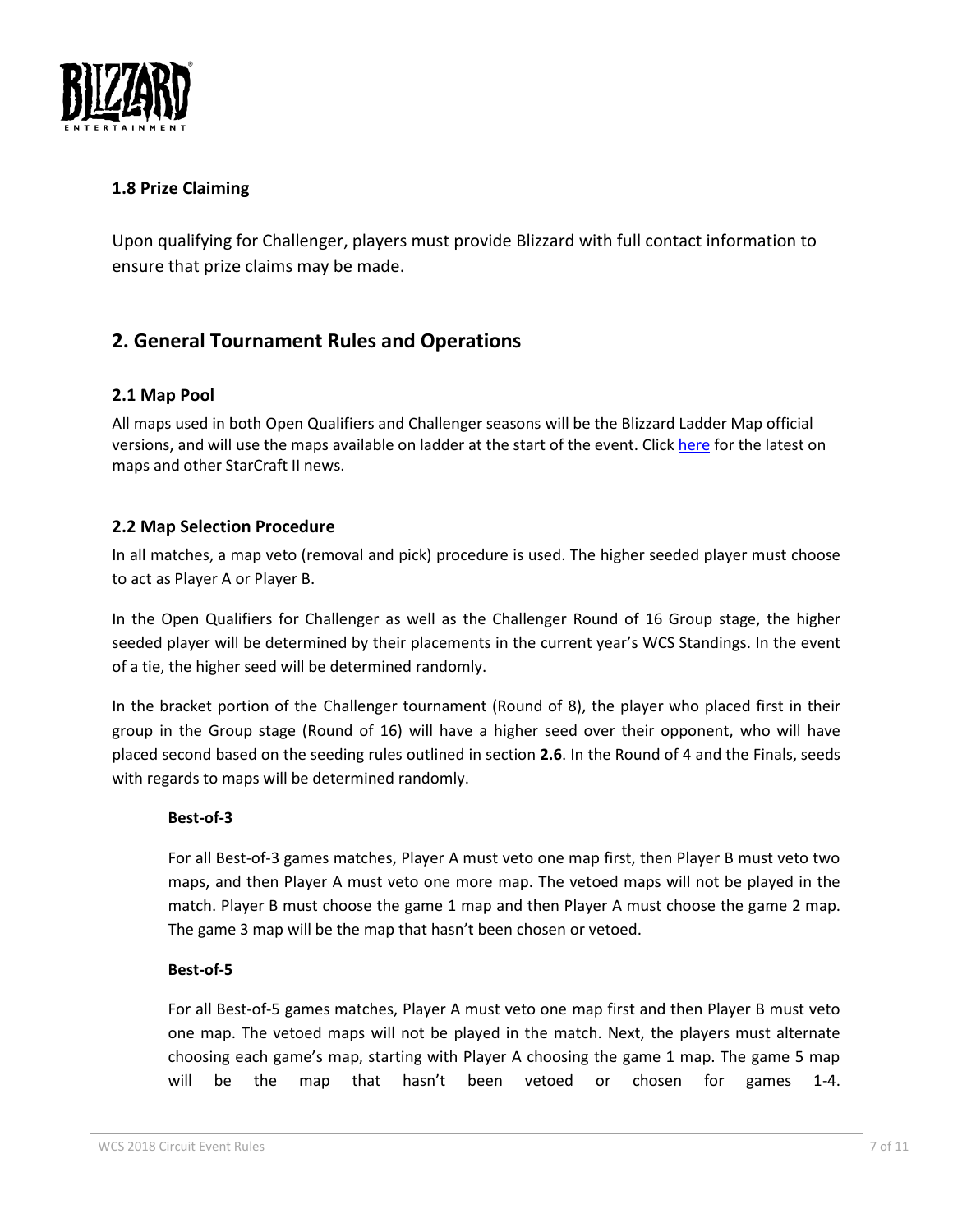### 1.8 Prize Claiming

Upon qualifying for Challenger, players must provide Blizzard with full contact information to ensure that prize claims may be made.

## 2. General Tournament Rules and Operations

### 2.1 Map Pool

All maps used in both Open Qualifiers and Challenger seasons will be the Blizzard Ladder Map official versions, and will use the maps available on ladder at the start of the event. Click here for the latest on maps and other StarCraft II news.

### 2.2 Map Selection Procedure

In all matches, a map veto (removal and pick) procedure is used. The higher seeded player must choose to act as Player A or Player B.

In the Open Qualifiers for Challenger as well as the Challenger Round of 16 Group stage, the higher seeded player will be determined by their placements in the current year's WCS Standings. In the event of a tie, the higher seed will be determined randomly.

In the bracket portion of the Challenger tournament (Round of 8), the player who placed first in their group in the Group stage (Round of 16) will have a higher seed over their opponent, who will have placed second based on the seeding rules outlined in section **2.6**. In the Round of 4 and the Finals, seeds with regards to maps will be determined randomly.

**Best-of-3**

For all Best-of-3 games matches, Player A must veto one map first, then Player B must veto two maps, and then Player A must veto one more map. The vetoed maps will not be played in the match. Player B must choose the game 1 map and then Player A must choose the game 2 map. The game 3 map will be the map that hasn't been chosen or vetoed.

**Best-of-5**

For all Best-of-5 games matches, Player A must veto one map first and then Player B must veto one map. The vetoed maps will not be played in the match. Next, the players must alternate choosing each game's map, starting with Player A choosing the game 1 map. The game 5 map will be the map that hasn't been vetoed or chosen for games 1-4.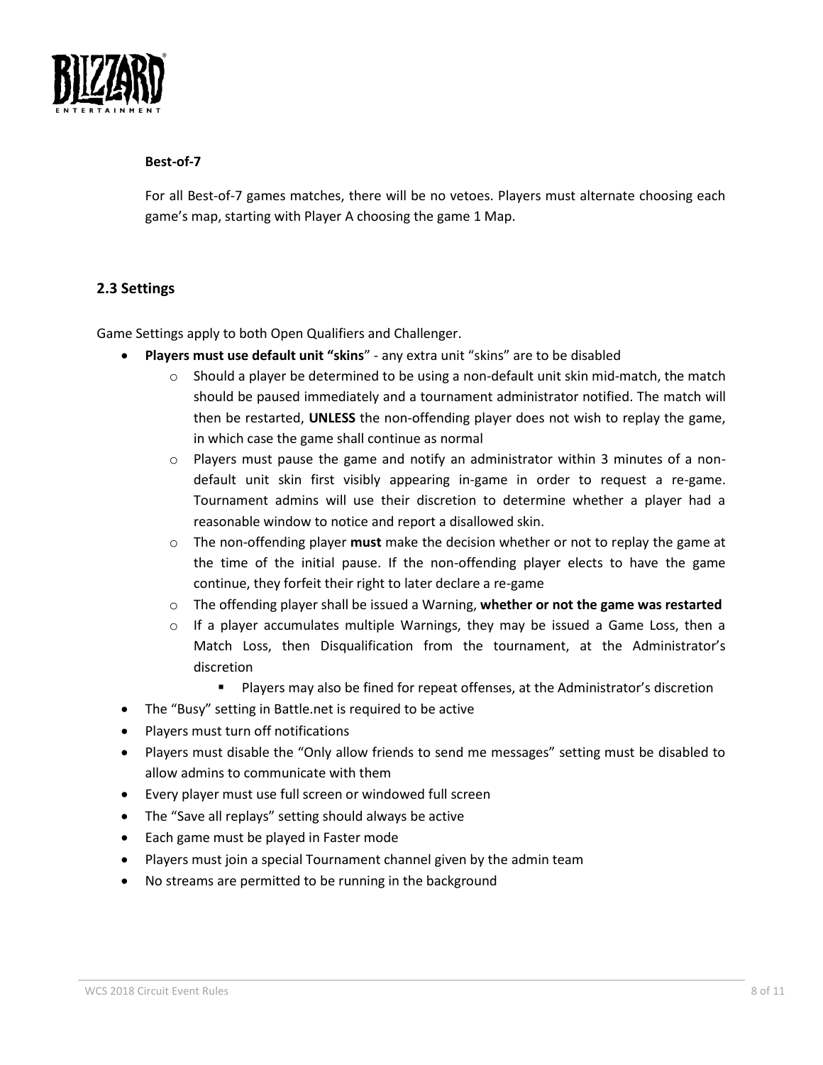**Best-of-7**

For all Best-of-7 games matches, there will be no vetoes. Players must alternate choosing each game's map, starting with Player A choosing the game 1 Map.

## 2.3 Settings

Game Settings apply to both Open Qualifiers and Challenger.

- **Players must use default unit "skins**" - any extra unit "skins" are to be disabled
    - Should a player be determined to be using a non-default unit skin mid-match, the match should be paused immediately and a tournament administrator notified. The match will then be restarted, **UNLESS** the non-offending player does not wish to replay the game, in which case the game shall continue as normal
    - Players must pause the game and notify an administrator within 3 minutes of a non-default unit skin first visibly appearing in-game in order to request a re-game. Tournament admins will use their discretion to determine whether a player had a reasonable window to notice and report a disallowed skin.
    - The non-offending player **must** make the decision whether or not to replay the game at the time of the initial pause. If the non-offending player elects to have the game continue, they forfeit their right to later declare a re-game
    - The offending player shall be issued a Warning, **whether or not the game was restarted**
    - If a player accumulates multiple Warnings, they may be issued a Game Loss, then a Match Loss, then Disqualification from the tournament, at the Administrator's discretion
        - Players may also be fined for repeat offenses, at the Administrator's discretion
- The "Busy" setting in Battle.net is required to be active
- Players must turn off notifications
- Players must disable the "Only allow friends to send me messages" setting must be disabled to allow admins to communicate with them
- Every player must use full screen or windowed full screen
- The "Save all replays" setting should always be active
- Each game must be played in Faster mode
- Players must join a special Tournament channel given by the admin team
- No streams are permitted to be running in the background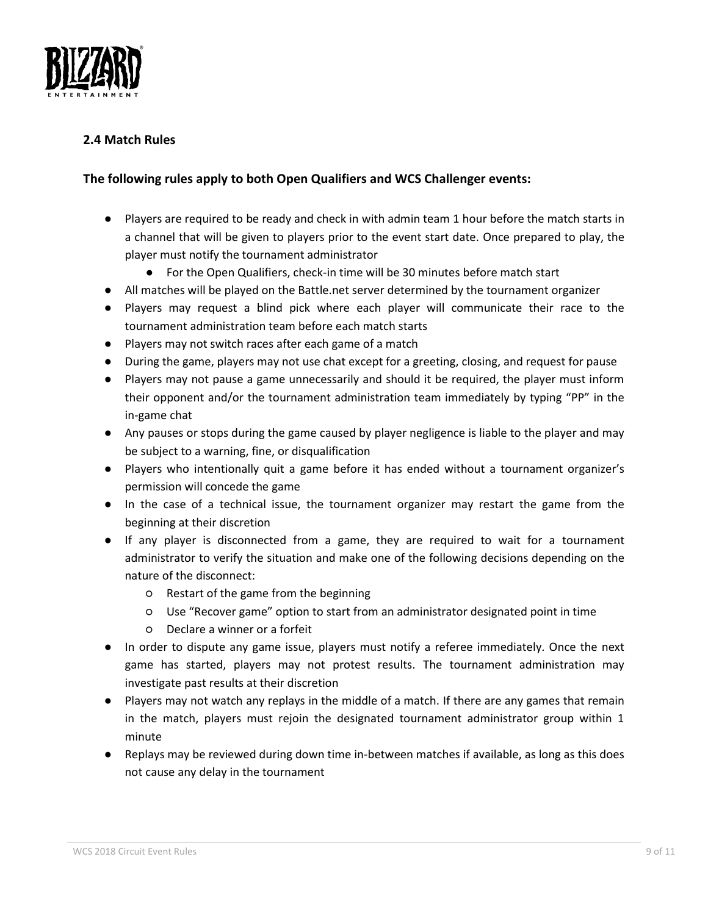### 2.4 Match Rules

**The following rules apply to both Open Qualifiers and WCS Challenger events:**

- Players are required to be ready and check in with admin team 1 hour before the match starts in a channel that will be given to players prior to the event start date. Once prepared to play, the player must notify the tournament administrator
  - For the Open Qualifiers, check-in time will be 30 minutes before match start
- All matches will be played on the Battle.net server determined by the tournament organizer
- Players may request a blind pick where each player will communicate their race to the tournament administration team before each match starts
- Players may not switch races after each game of a match
- During the game, players may not use chat except for a greeting, closing, and request for pause
- Players may not pause a game unnecessarily and should it be required, the player must inform their opponent and/or the tournament administration team immediately by typing "PP" in the in-game chat
- Any pauses or stops during the game caused by player negligence is liable to the player and may be subject to a warning, fine, or disqualification
- Players who intentionally quit a game before it has ended without a tournament organizer's permission will concede the game
- In the case of a technical issue, the tournament organizer may restart the game from the beginning at their discretion
- If any player is disconnected from a game, they are required to wait for a tournament administrator to verify the situation and make one of the following decisions depending on the nature of the disconnect:
  - Restart of the game from the beginning
  - Use "Recover game" option to start from an administrator designated point in time
  - Declare a winner or a forfeit
- In order to dispute any game issue, players must notify a referee immediately. Once the next game has started, players may not protest results. The tournament administration may investigate past results at their discretion
- Players may not watch any replays in the middle of a match. If there are any games that remain in the match, players must rejoin the designated tournament administrator group within 1 minute
- Replays may be reviewed during down time in-between matches if available, as long as this does not cause any delay in the tournament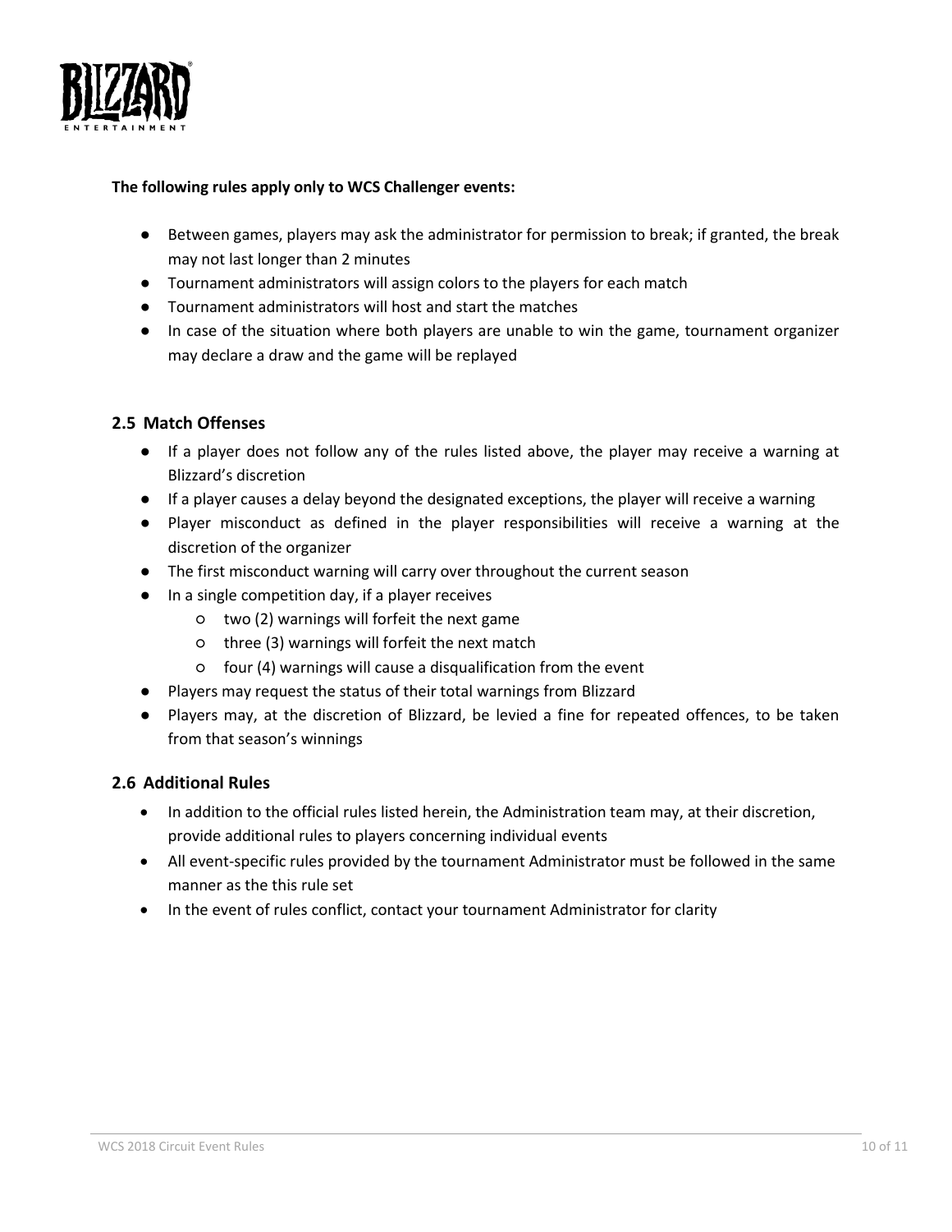**The following rules apply only to WCS Challenger events:**

- Between games, players may ask the administrator for permission to break; if granted, the break may not last longer than 2 minutes
- Tournament administrators will assign colors to the players for each match
- Tournament administrators will host and start the matches
- In case of the situation where both players are unable to win the game, tournament organizer may declare a draw and the game will be replayed

## 2.5 Match Offenses

- If a player does not follow any of the rules listed above, the player may receive a warning at Blizzard's discretion
- If a player causes a delay beyond the designated exceptions, the player will receive a warning
- Player misconduct as defined in the player responsibilities will receive a warning at the discretion of the organizer
- The first misconduct warning will carry over throughout the current season
- In a single competition day, if a player receives
  - two (2) warnings will forfeit the next game
  - three (3) warnings will forfeit the next match
  - four (4) warnings will cause a disqualification from the event
- Players may request the status of their total warnings from Blizzard
- Players may, at the discretion of Blizzard, be levied a fine for repeated offences, to be taken from that season's winnings

## 2.6 Additional Rules

- In addition to the official rules listed herein, the Administration team may, at their discretion, provide additional rules to players concerning individual events
- All event-specific rules provided by the tournament Administrator must be followed in the same manner as the this rule set
- In the event of rules conflict, contact your tournament Administrator for clarity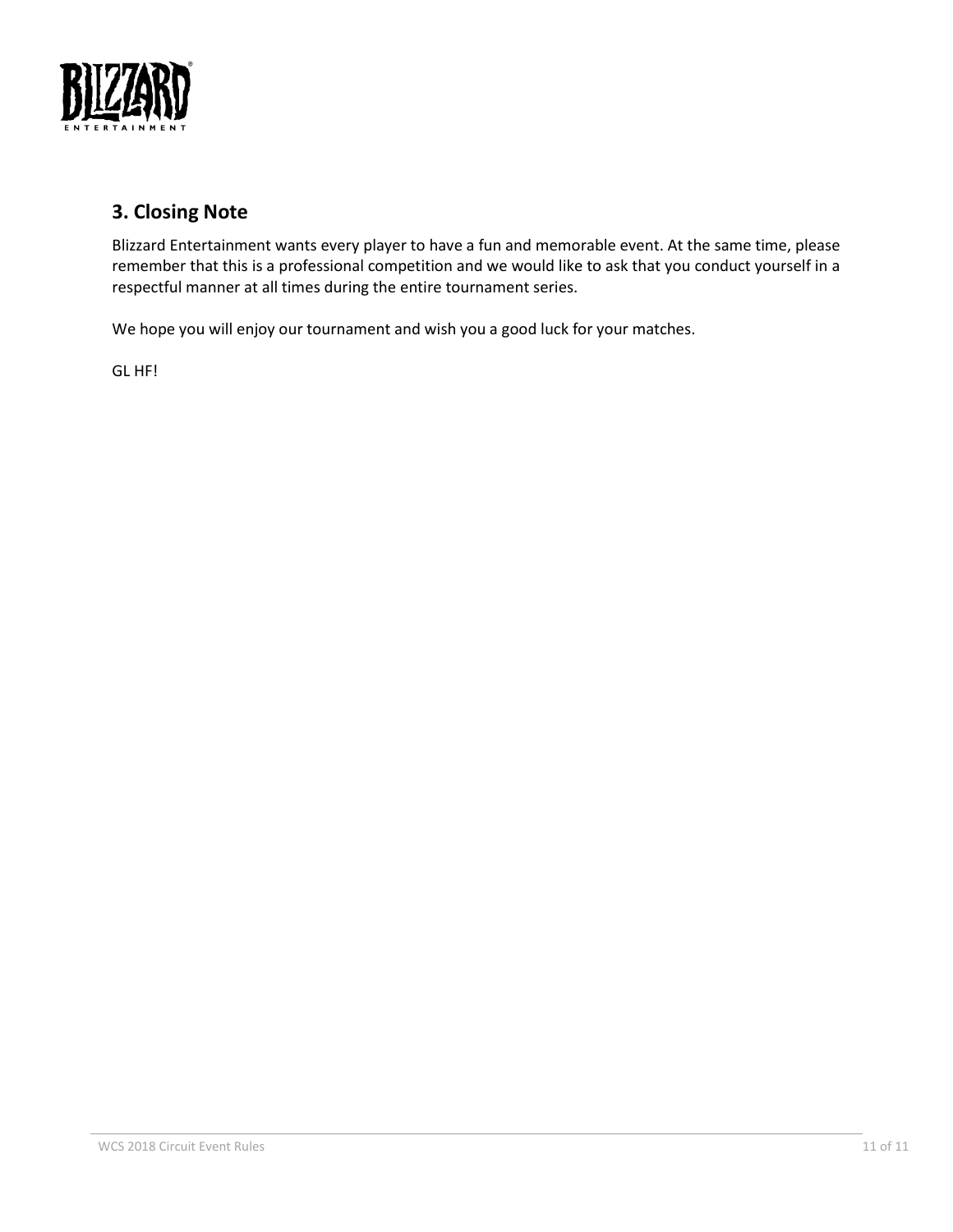## 3. Closing Note

Blizzard Entertainment wants every player to have a fun and memorable event. At the same time, please remember that this is a professional competition and we would like to ask that you conduct yourself in a respectful manner at all times during the entire tournament series.

We hope you will enjoy our tournament and wish you a good luck for your matches.

GL HF!